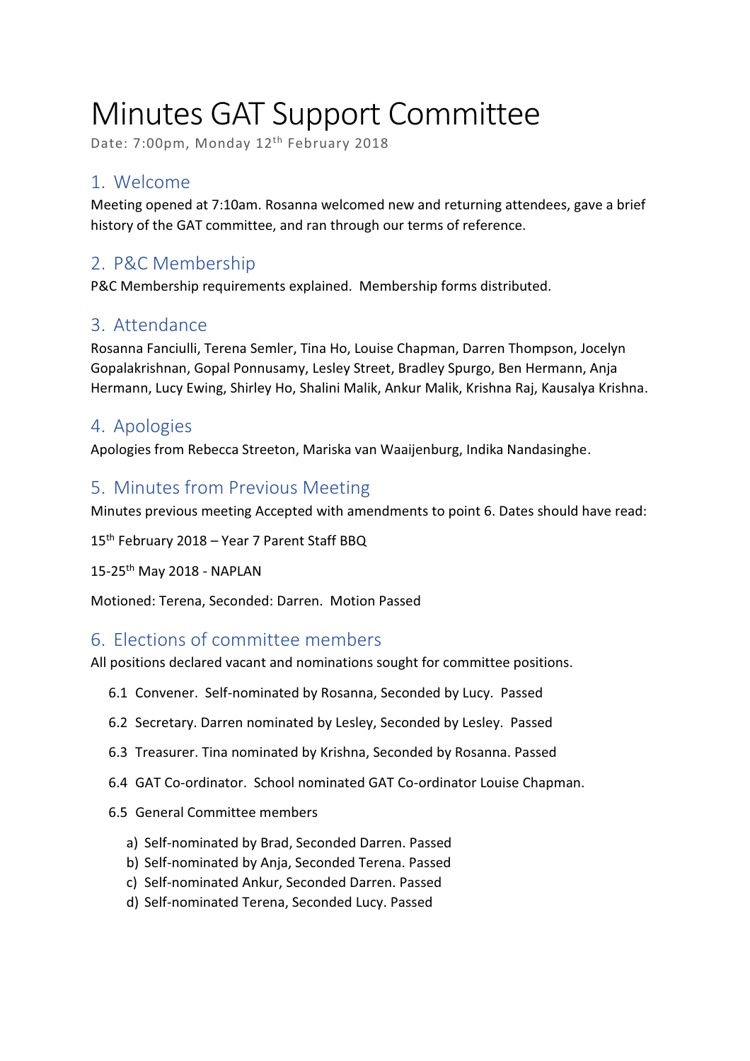# Minutes GAT Support Committee

Date: 7:00pm, Monday 12th February 2018

## 1. Welcome

Meeting opened at 7:10am. Rosanna welcomed new and returning attendees, gave a brief history of the GAT committee, and ran through our terms of reference.

## 2. P&C Membership

P&C Membership requirements explained. Membership forms distributed.

## 3. Attendance

Rosanna Fanciulli, Terena Semler, Tina Ho, Louise Chapman, Darren Thompson, Jocelyn Gopalakrishnan, Gopal Ponnusamy, Lesley Street, Bradley Spurgo, Ben Hermann, Anja Hermann, Lucy Ewing, Shirley Ho, Shalini Malik, Ankur Malik, Krishna Raj, Kausalya Krishna.

## 4. Apologies

Apologies from Rebecca Streeton, Mariska van Waaijenburg, Indika Nandasinghe.

## 5. Minutes from Previous Meeting

Minutes previous meeting Accepted with amendments to point 6. Dates should have read:

15th February 2018 – Year 7 Parent Staff BBQ

15-25th May 2018 - NAPLAN

Motioned: Terena, Seconded: Darren. Motion Passed

## 6. Elections of committee members

All positions declared vacant and nominations sought for committee positions.

- 6.1 Convener. Self-nominated by Rosanna, Seconded by Lucy. Passed
- 6.2 Secretary. Darren nominated by Lesley, Seconded by Lesley. Passed
- 6.3 Treasurer. Tina nominated by Krishna, Seconded by Rosanna. Passed
- 6.4 GAT Co-ordinator. School nominated GAT Co-ordinator Louise Chapman.
- 6.5 General Committee members
  - a) Self-nominated by Brad, Seconded Darren. Passed
  - b) Self-nominated by Anja, Seconded Terena. Passed
  - c) Self-nominated Ankur, Seconded Darren. Passed
  - d) Self-nominated Terena, Seconded Lucy. Passed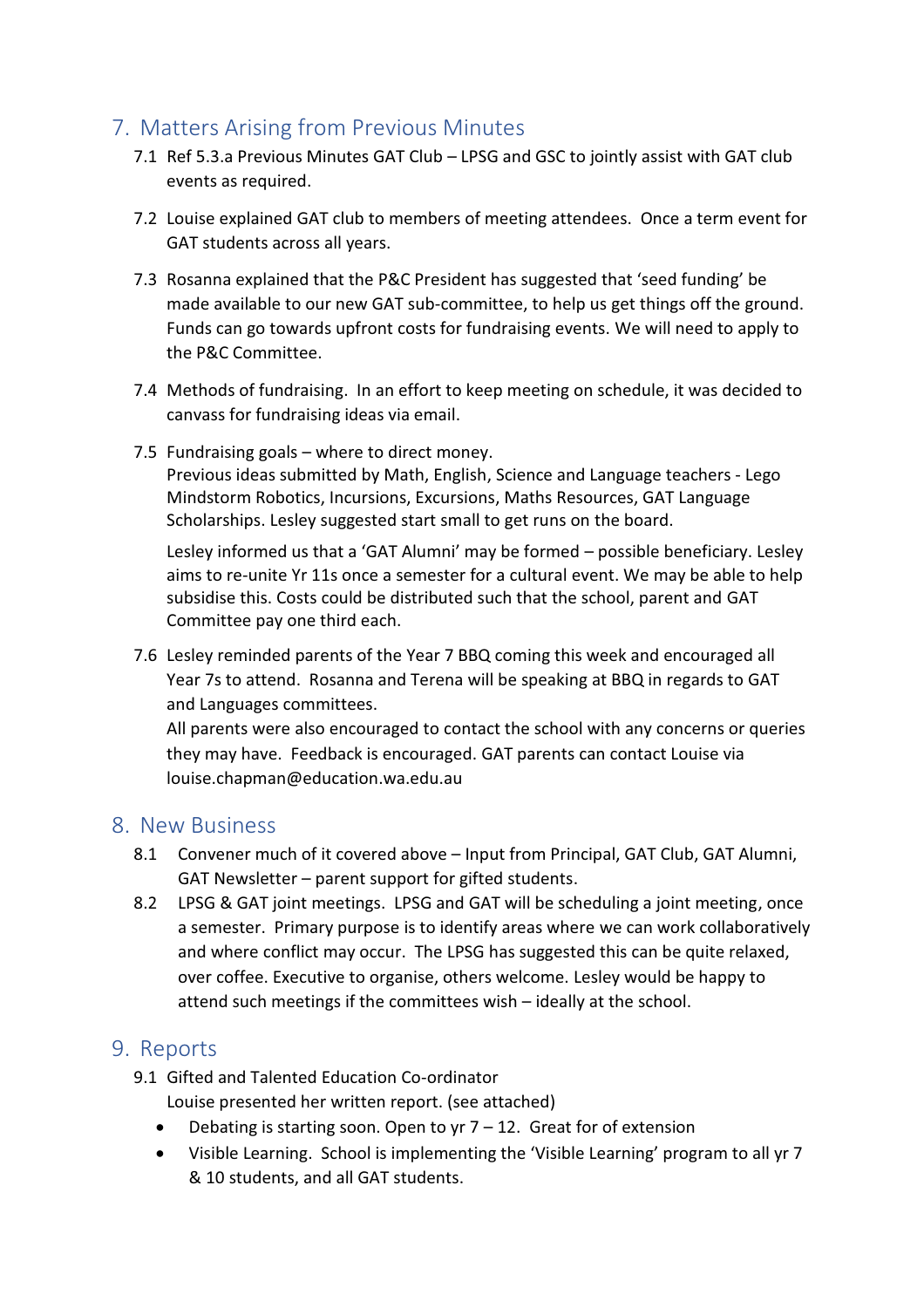## 7. Matters Arising from Previous Minutes

7.1 Ref 5.3.a Previous Minutes GAT Club – LPSG and GSC to jointly assist with GAT club events as required.

7.2 Louise explained GAT club to members of meeting attendees. Once a term event for GAT students across all years.

7.3 Rosanna explained that the P&C President has suggested that 'seed funding' be made available to our new GAT sub-committee, to help us get things off the ground. Funds can go towards upfront costs for fundraising events. We will need to apply to the P&C Committee.

7.4 Methods of fundraising. In an effort to keep meeting on schedule, it was decided to canvass for fundraising ideas via email.

7.5 Fundraising goals – where to direct money.
Previous ideas submitted by Math, English, Science and Language teachers - Lego Mindstorm Robotics, Incursions, Excursions, Maths Resources, GAT Language Scholarships. Lesley suggested start small to get runs on the board.

Lesley informed us that a 'GAT Alumni' may be formed – possible beneficiary. Lesley aims to re-unite Yr 11s once a semester for a cultural event. We may be able to help subsidise this. Costs could be distributed such that the school, parent and GAT Committee pay one third each.

7.6 Lesley reminded parents of the Year 7 BBQ coming this week and encouraged all Year 7s to attend. Rosanna and Terena will be speaking at BBQ in regards to GAT and Languages committees.
All parents were also encouraged to contact the school with any concerns or queries they may have. Feedback is encouraged. GAT parents can contact Louise via louise.chapman@education.wa.edu.au

## 8. New Business

8.1 Convener much of it covered above – Input from Principal, GAT Club, GAT Alumni, GAT Newsletter – parent support for gifted students.

8.2 LPSG & GAT joint meetings. LPSG and GAT will be scheduling a joint meeting, once a semester. Primary purpose is to identify areas where we can work collaboratively and where conflict may occur. The LPSG has suggested this can be quite relaxed, over coffee. Executive to organise, others welcome. Lesley would be happy to attend such meetings if the committees wish – ideally at the school.

## 9. Reports

9.1 Gifted and Talented Education Co-ordinator
Louise presented her written report. (see attached)

- Debating is starting soon. Open to yr 7 – 12. Great for of extension
- Visible Learning. School is implementing the 'Visible Learning' program to all yr 7 & 10 students, and all GAT students.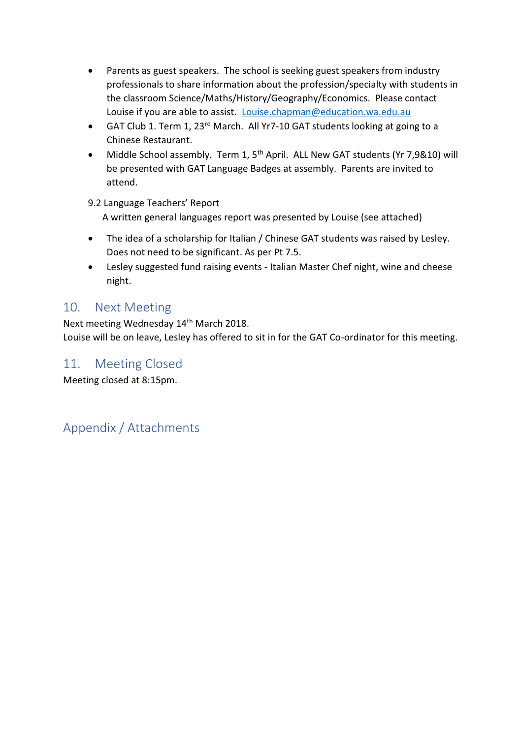- Parents as guest speakers. The school is seeking guest speakers from industry professionals to share information about the profession/specialty with students in the classroom Science/Maths/History/Geography/Economics. Please contact Louise if you are able to assist. Louise.chapman@education.wa.edu.au
- GAT Club 1. Term 1, 23rd March. All Yr7-10 GAT students looking at going to a Chinese Restaurant.
- Middle School assembly. Term 1, 5th April. ALL New GAT students (Yr 7,9&10) will be presented with GAT Language Badges at assembly. Parents are invited to attend.

9.2 Language Teachers' Report

A written general languages report was presented by Louise (see attached)

- The idea of a scholarship for Italian / Chinese GAT students was raised by Lesley. Does not need to be significant. As per Pt 7.5.
- Lesley suggested fund raising events - Italian Master Chef night, wine and cheese night.

## 10. Next Meeting

Next meeting Wednesday 14th March 2018.
Louise will be on leave, Lesley has offered to sit in for the GAT Co-ordinator for this meeting.

## 11. Meeting Closed

Meeting closed at 8:15pm.

## Appendix / Attachments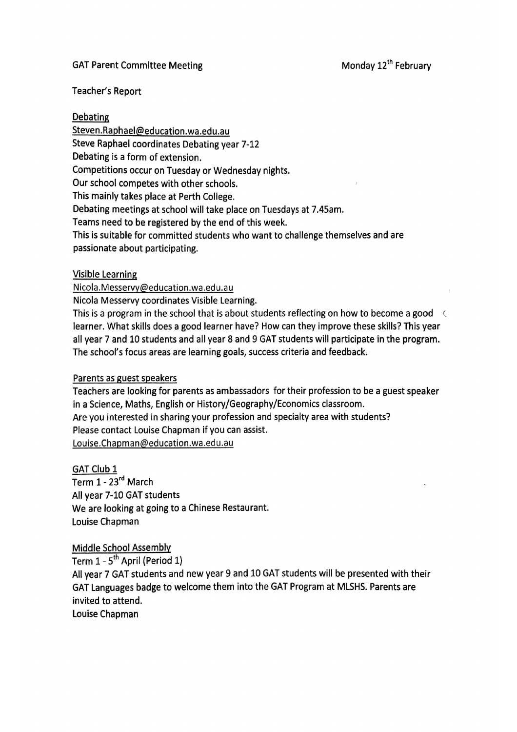GAT Parent Committee Meeting — Monday 12th February

Teacher's Report

## Debating

Steven.Raphael@education.wa.edu.au

Steve Raphael coordinates Debating year 7-12

Debating is a form of extension.

Competitions occur on Tuesday or Wednesday nights.

Our school competes with other schools.

This mainly takes place at Perth College.

Debating meetings at school will take place on Tuesdays at 7.45am.

Teams need to be registered by the end of this week.

This is suitable for committed students who want to challenge themselves and are passionate about participating.

## Visible Learning

Nicola.Messervy@education.wa.edu.au

Nicola Messervy coordinates Visible Learning.

This is a program in the school that is about students reflecting on how to become a good learner. What skills does a good learner have? How can they improve these skills? This year all year 7 and 10 students and all year 8 and 9 GAT students will participate in the program. The school's focus areas are learning goals, success criteria and feedback.

## Parents as guest speakers

Teachers are looking for parents as ambassadors for their profession to be a guest speaker in a Science, Maths, English or History/Geography/Economics classroom.

Are you interested in sharing your profession and specialty area with students?

Please contact Louise Chapman if you can assist.

Louise.Chapman@education.wa.edu.au

## GAT Club 1

Term 1 - 23rd March

All year 7-10 GAT students

We are looking at going to a Chinese Restaurant.

Louise Chapman

## Middle School Assembly

Term 1 - 5th April (Period 1)

All year 7 GAT students and new year 9 and 10 GAT students will be presented with their GAT Languages badge to welcome them into the GAT Program at MLSHS. Parents are invited to attend.

Louise Chapman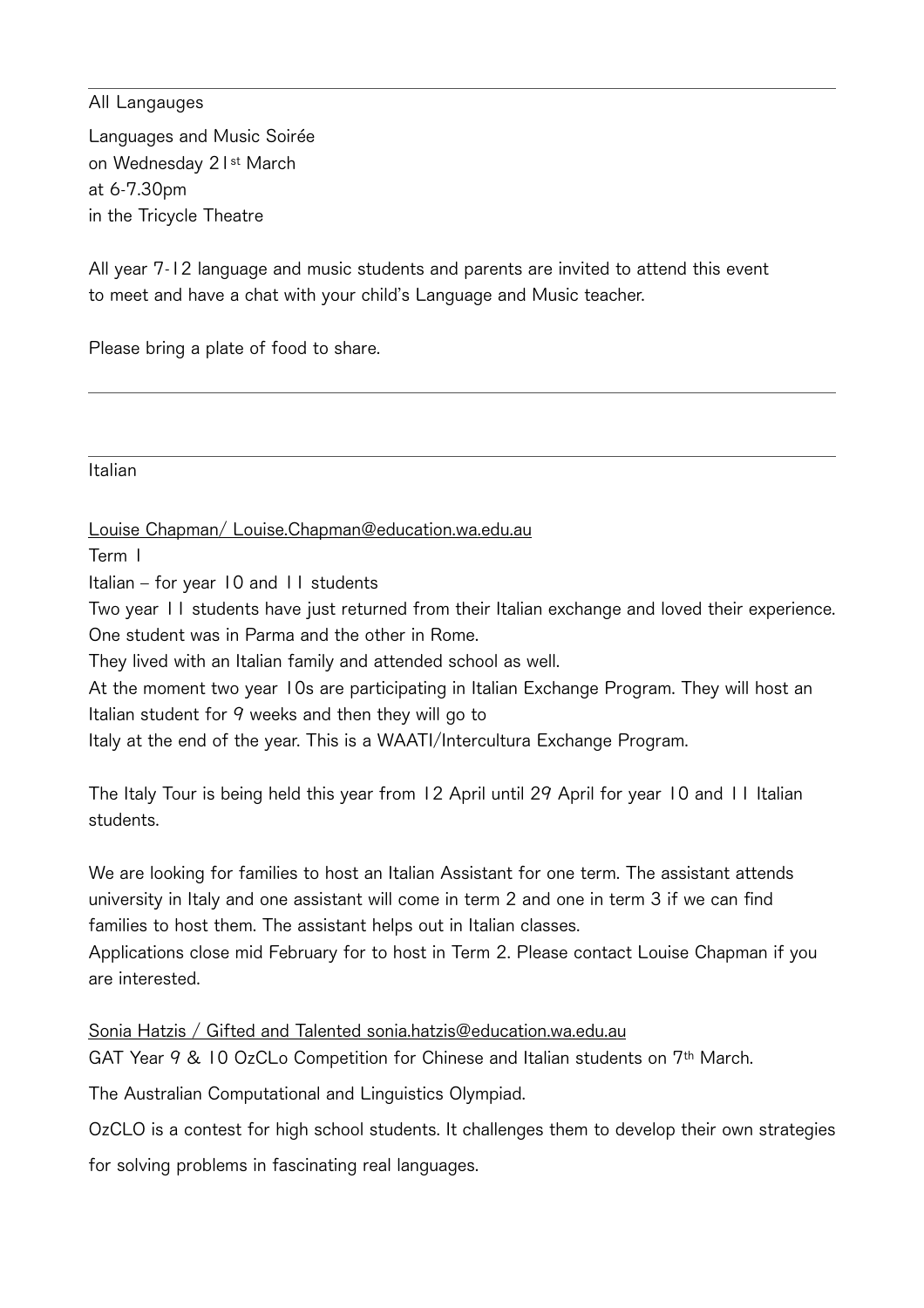---

All Langauges

Languages and Music Soirée
on Wednesday 21st March
at 6-7.30pm
in the Tricycle Theatre

All year 7-12 language and music students and parents are invited to attend this event to meet and have a chat with your child's Language and Music teacher.

Please bring a plate of food to share.

---

---

Italian

Louise Chapman/ Louise.Chapman@education.wa.edu.au

Term 1

Italian – for year 10 and 11 students

Two year 11 students have just returned from their Italian exchange and loved their experience. One student was in Parma and the other in Rome.

They lived with an Italian family and attended school as well.

At the moment two year 10s are participating in Italian Exchange Program. They will host an Italian student for 9 weeks and then they will go to
Italy at the end of the year. This is a WAATI/Intercultura Exchange Program.

The Italy Tour is being held this year from 12 April until 29 April for year 10 and 11 Italian students.

We are looking for families to host an Italian Assistant for one term. The assistant attends university in Italy and one assistant will come in term 2 and one in term 3 if we can find families to host them. The assistant helps out in Italian classes.

Applications close mid February for to host in Term 2. Please contact Louise Chapman if you are interested.

Sonia Hatzis / Gifted and Talented sonia.hatzis@education.wa.edu.au

GAT Year 9 & 10 OzCLo Competition for Chinese and Italian students on 7th March.

The Australian Computational and Linguistics Olympiad.

OzCLO is a contest for high school students. It challenges them to develop their own strategies for solving problems in fascinating real languages.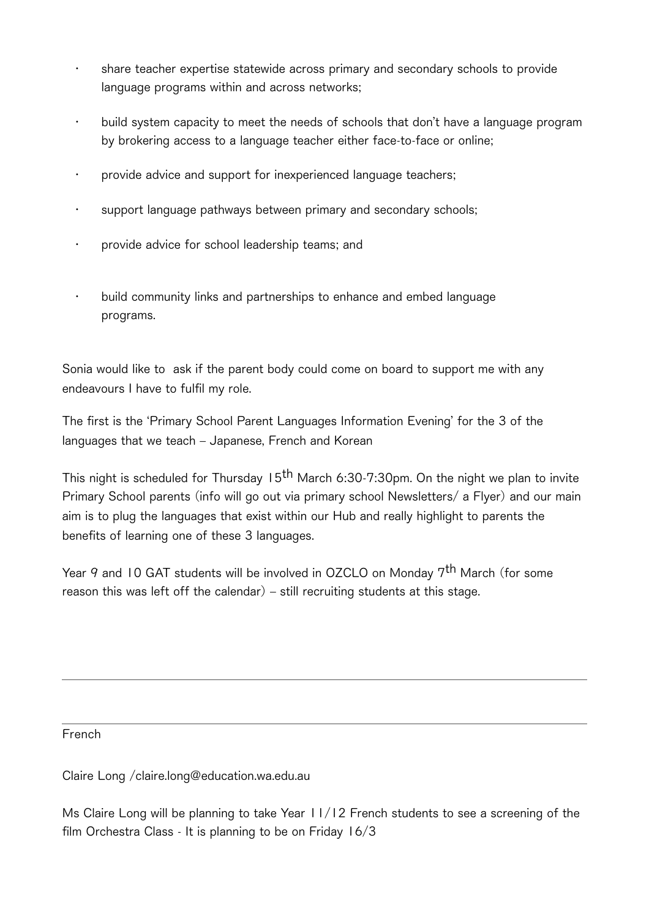- share teacher expertise statewide across primary and secondary schools to provide language programs within and across networks;
- build system capacity to meet the needs of schools that don't have a language program by brokering access to a language teacher either face-to-face or online;
- provide advice and support for inexperienced language teachers;
- support language pathways between primary and secondary schools;
- provide advice for school leadership teams; and
- build community links and partnerships to enhance and embed language programs.

Sonia would like to ask if the parent body could come on board to support me with any endeavours I have to fulfil my role.

The first is the 'Primary School Parent Languages Information Evening' for the 3 of the languages that we teach – Japanese, French and Korean

This night is scheduled for Thursday 15th March 6:30-7:30pm. On the night we plan to invite Primary School parents (info will go out via primary school Newsletters/ a Flyer) and our main aim is to plug the languages that exist within our Hub and really highlight to parents the benefits of learning one of these 3 languages.

Year 9 and 10 GAT students will be involved in OZCLO on Monday 7th March (for some reason this was left off the calendar) – still recruiting students at this stage.

---

---

French

Claire Long /claire.long@education.wa.edu.au

Ms Claire Long will be planning to take Year 11/12 French students to see a screening of the film Orchestra Class - It is planning to be on Friday 16/3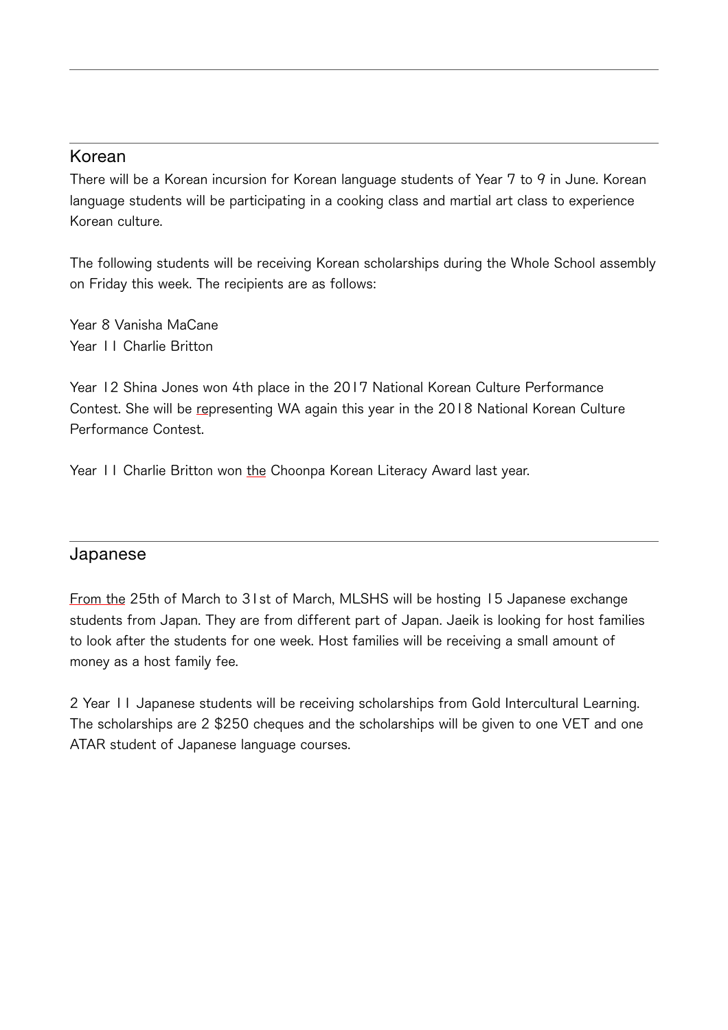## Korean

There will be a Korean incursion for Korean language students of Year 7 to 9 in June. Korean language students will be participating in a cooking class and martial art class to experience Korean culture.

The following students will be receiving Korean scholarships during the Whole School assembly on Friday this week. The recipients are as follows:

Year 8 Vanisha MaCane
Year 11 Charlie Britton

Year 12 Shina Jones won 4th place in the 2017 National Korean Culture Performance Contest. She will be representing WA again this year in the 2018 National Korean Culture Performance Contest.

Year 11 Charlie Britton won the Choonpa Korean Literacy Award last year.

## Japanese

From the 25th of March to 31st of March, MLSHS will be hosting 15 Japanese exchange students from Japan. They are from different part of Japan. Jaeik is looking for host families to look after the students for one week. Host families will be receiving a small amount of money as a host family fee.

2 Year 11 Japanese students will be receiving scholarships from Gold Intercultural Learning. The scholarships are 2 $250 cheques and the scholarships will be given to one VET and one ATAR student of Japanese language courses.